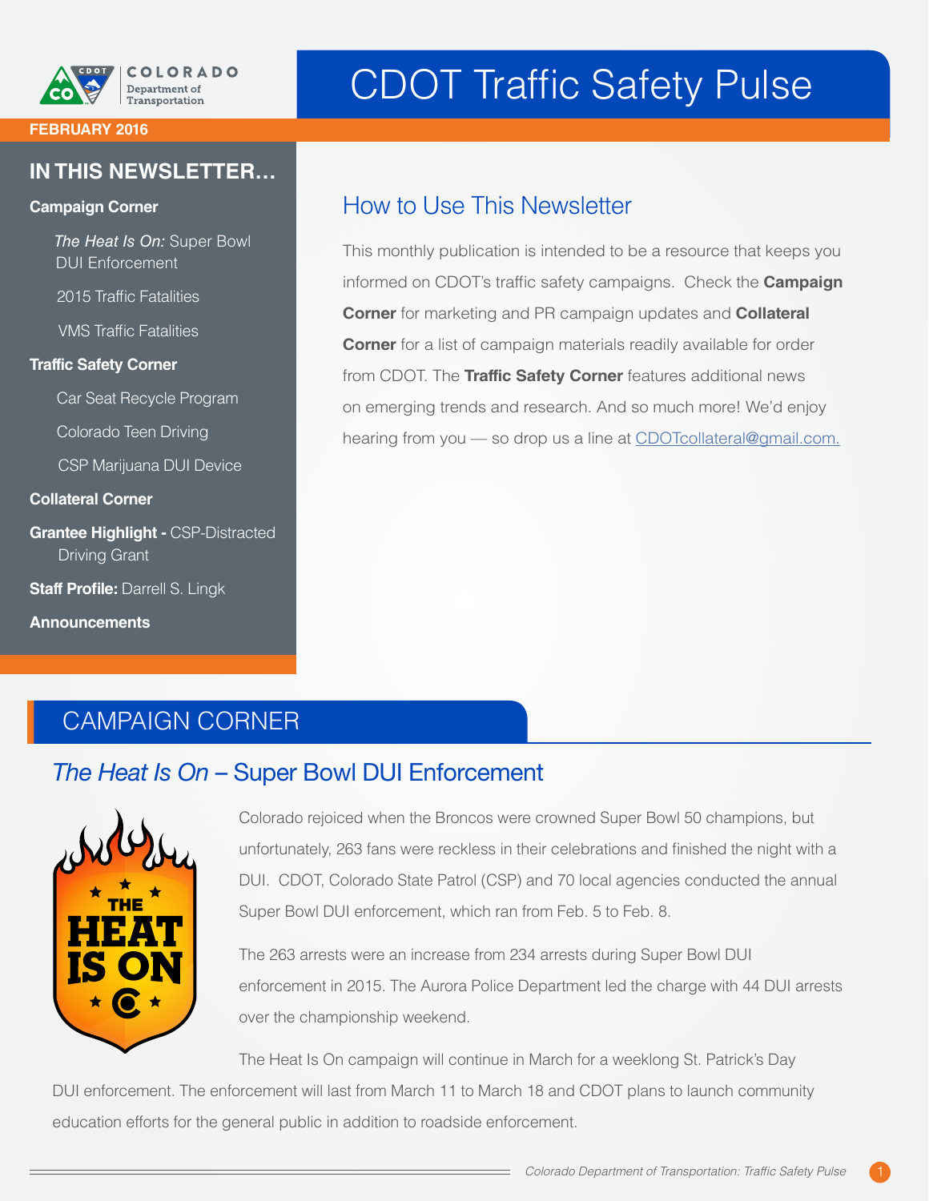COLORADO Department of Transportation

# CDOT Traffic Safety Pulse

**FEBRUARY 2016**

## IN THIS NEWSLETTER…

**Campaign Corner**

- *The Heat Is On:* Super Bowl DUI Enforcement
- 2015 Traffic Fatalities
- VMS Traffic Fatalities

**Traffic Safety Corner**

- Car Seat Recycle Program
- Colorado Teen Driving
- CSP Marijuana DUI Device

**Collateral Corner**

**Grantee Highlight -** CSP-Distracted Driving Grant

**Staff Profile:** Darrell S. Lingk

**Announcements**

## How to Use This Newsletter

This monthly publication is intended to be a resource that keeps you informed on CDOT's traffic safety campaigns. Check the **Campaign Corner** for marketing and PR campaign updates and **Collateral Corner** for a list of campaign materials readily available for order from CDOT. The **Traffic Safety Corner** features additional news on emerging trends and research. And so much more! We'd enjoy hearing from you — so drop us a line at CDOTcollateral@gmail.com.

## CAMPAIGN CORNER

### *The Heat Is On* – Super Bowl DUI Enforcement

Colorado rejoiced when the Broncos were crowned Super Bowl 50 champions, but unfortunately, 263 fans were reckless in their celebrations and finished the night with a DUI. CDOT, Colorado State Patrol (CSP) and 70 local agencies conducted the annual Super Bowl DUI enforcement, which ran from Feb. 5 to Feb. 8.

The 263 arrests were an increase from 234 arrests during Super Bowl DUI enforcement in 2015. The Aurora Police Department led the charge with 44 DUI arrests over the championship weekend.

The Heat Is On campaign will continue in March for a weeklong St. Patrick's Day DUI enforcement. The enforcement will last from March 11 to March 18 and CDOT plans to launch community education efforts for the general public in addition to roadside enforcement.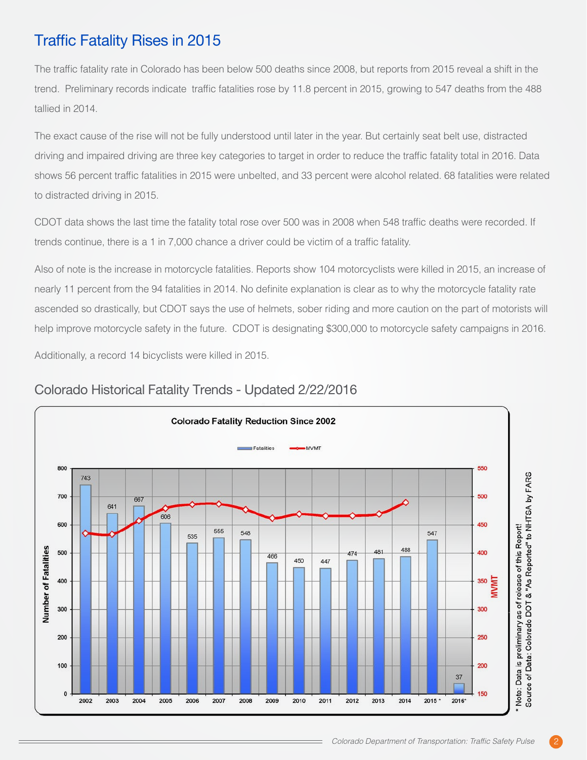# Traffic Fatality Rises in 2015

The traffic fatality rate in Colorado has been below 500 deaths since 2008, but reports from 2015 reveal a shift in the trend. Preliminary records indicate traffic fatalities rose by 11.8 percent in 2015, growing to 547 deaths from the 488 tallied in 2014.

The exact cause of the rise will not be fully understood until later in the year. But certainly seat belt use, distracted driving and impaired driving are three key categories to target in order to reduce the traffic fatality total in 2016. Data shows 56 percent traffic fatalities in 2015 were unbelted, and 33 percent were alcohol related. 68 fatalities were related to distracted driving in 2015.

CDOT data shows the last time the fatality total rose over 500 was in 2008 when 548 traffic deaths were recorded. If trends continue, there is a 1 in 7,000 chance a driver could be victim of a traffic fatality.

Also of note is the increase in motorcycle fatalities. Reports show 104 motorcyclists were killed in 2015, an increase of nearly 11 percent from the 94 fatalities in 2014. No definite explanation is clear as to why the motorcycle fatality rate ascended so drastically, but CDOT says the use of helmets, sober riding and more caution on the part of motorists will help improve motorcycle safety in the future. CDOT is designating $300,000 to motorcycle safety campaigns in 2016.

Additionally, a record 14 bicyclists were killed in 2015.

## Colorado Historical Fatality Trends - Updated 2/22/2016

Colorado Fatality Reduction Since 2002

Fatalities — MVMT

Number of Fatalities

MVMT

2002: 743
2003: 641
2004: 667
2005: 606
2006: 535
2007: 555
2008: 548
2009: 466
2010: 450
2011: 447
2012: 474
2013: 481
2014: 488
2015 *: 547
2016*: 37

* Note: Data is preliminary as of release of this Report!

Source of Data: Colorado DOT & "As Reported" to NHTSA by FARS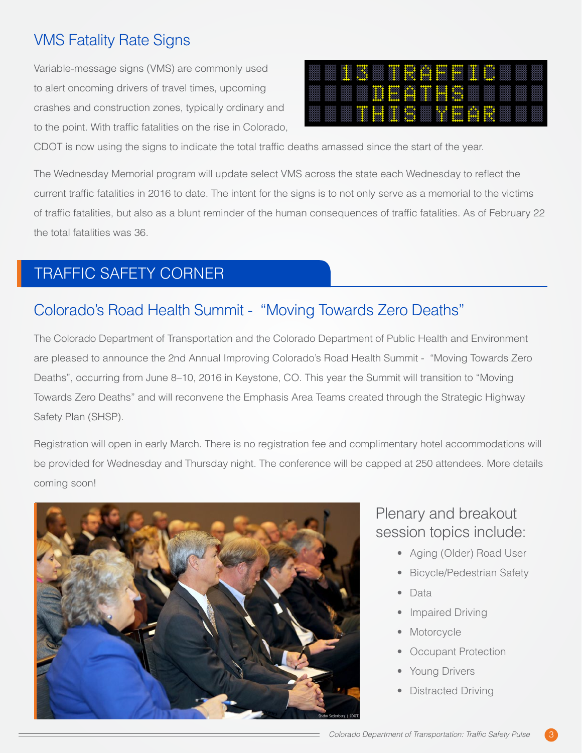## VMS Fatality Rate Signs

Variable-message signs (VMS) are commonly used to alert oncoming drivers of travel times, upcoming crashes and construction zones, typically ordinary and to the point. With traffic fatalities on the rise in Colorado, CDOT is now using the signs to indicate the total traffic deaths amassed since the start of the year.

The Wednesday Memorial program will update select VMS across the state each Wednesday to reflect the current traffic fatalities in 2016 to date. The intent for the signs is to not only serve as a memorial to the victims of traffic fatalities, but also as a blunt reminder of the human consequences of traffic fatalities. As of February 22 the total fatalities was 36.

# TRAFFIC SAFETY CORNER

## Colorado's Road Health Summit - "Moving Towards Zero Deaths"

The Colorado Department of Transportation and the Colorado Department of Public Health and Environment are pleased to announce the 2nd Annual Improving Colorado's Road Health Summit - "Moving Towards Zero Deaths", occurring from June 8–10, 2016 in Keystone, CO. This year the Summit will transition to "Moving Towards Zero Deaths" and will reconvene the Emphasis Area Teams created through the Strategic Highway Safety Plan (SHSP).

Registration will open in early March. There is no registration fee and complimentary hotel accommodations will be provided for Wednesday and Thursday night. The conference will be capped at 250 attendees. More details coming soon!

### Plenary and breakout session topics include:

- Aging (Older) Road User
- Bicycle/Pedestrian Safety
- Data
- Impaired Driving
- Motorcycle
- Occupant Protection
- Young Drivers
- Distracted Driving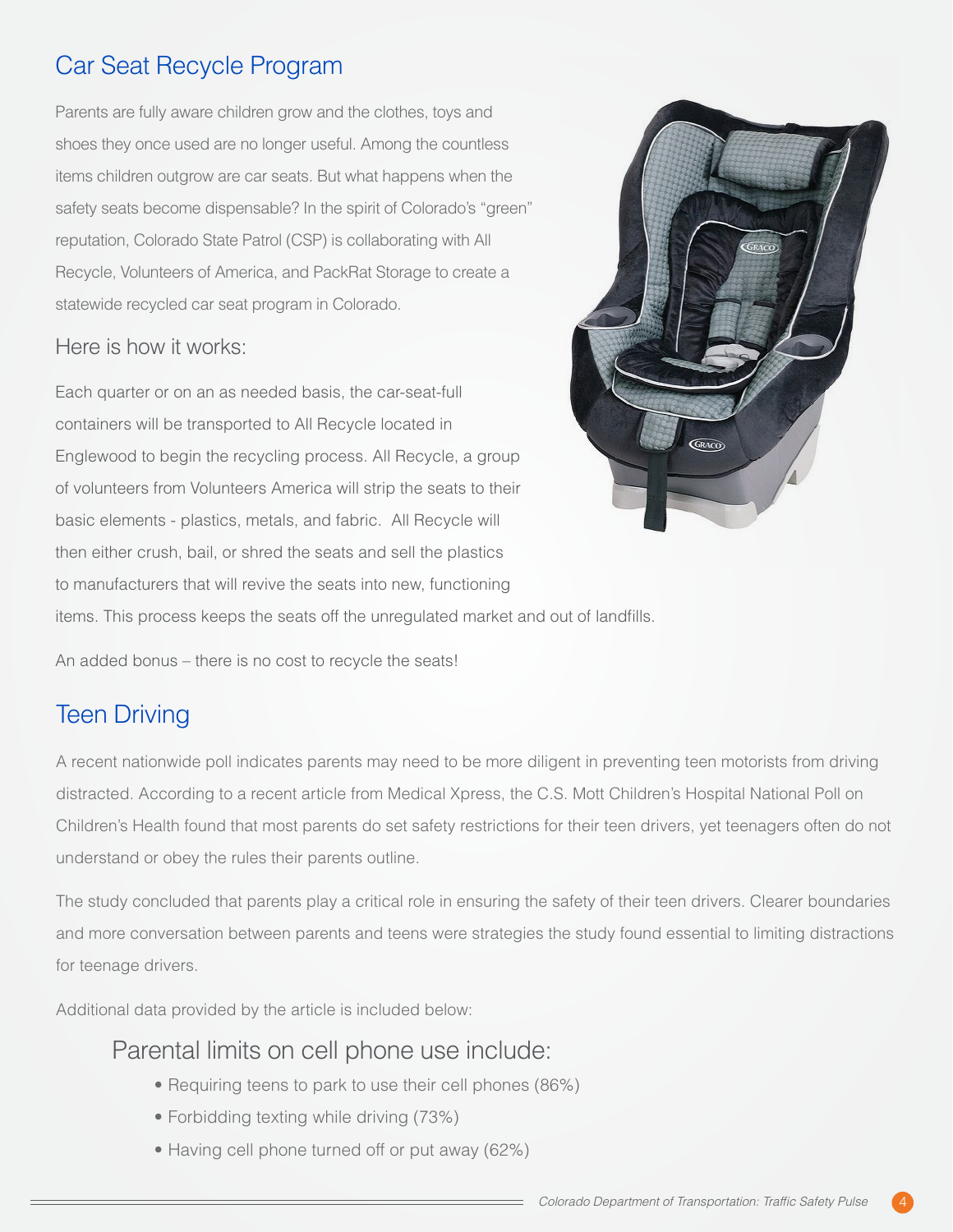## Car Seat Recycle Program

Parents are fully aware children grow and the clothes, toys and shoes they once used are no longer useful. Among the countless items children outgrow are car seats. But what happens when the safety seats become dispensable? In the spirit of Colorado's "green" reputation, Colorado State Patrol (CSP) is collaborating with All Recycle, Volunteers of America, and PackRat Storage to create a statewide recycled car seat program in Colorado.

### Here is how it works:

Each quarter or on an as needed basis, the car-seat-full containers will be transported to All Recycle located in Englewood to begin the recycling process. All Recycle, a group of volunteers from Volunteers America will strip the seats to their basic elements - plastics, metals, and fabric. All Recycle will then either crush, bail, or shred the seats and sell the plastics to manufacturers that will revive the seats into new, functioning items. This process keeps the seats off the unregulated market and out of landfills.

An added bonus – there is no cost to recycle the seats!

## Teen Driving

A recent nationwide poll indicates parents may need to be more diligent in preventing teen motorists from driving distracted. According to a recent article from Medical Xpress, the C.S. Mott Children's Hospital National Poll on Children's Health found that most parents do set safety restrictions for their teen drivers, yet teenagers often do not understand or obey the rules their parents outline.

The study concluded that parents play a critical role in ensuring the safety of their teen drivers. Clearer boundaries and more conversation between parents and teens were strategies the study found essential to limiting distractions for teenage drivers.

Additional data provided by the article is included below:

### Parental limits on cell phone use include:

- Requiring teens to park to use their cell phones (86%)
- Forbidding texting while driving (73%)
- Having cell phone turned off or put away (62%)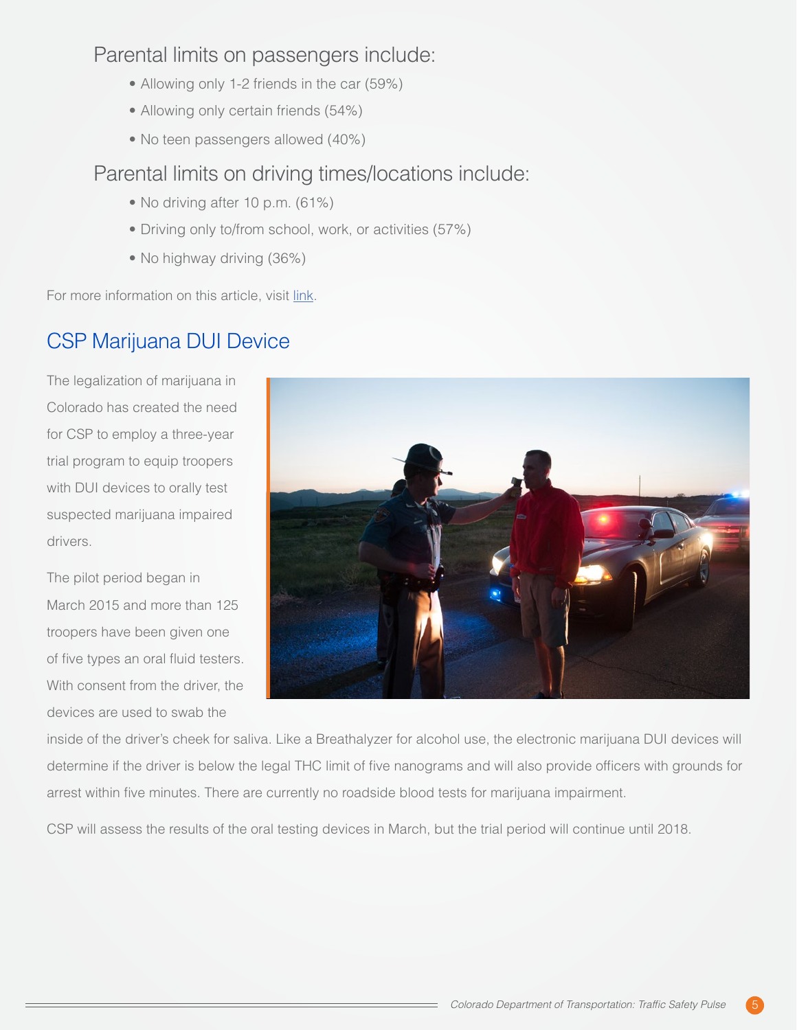## Parental limits on passengers include:

- Allowing only 1-2 friends in the car (59%)
- Allowing only certain friends (54%)
- No teen passengers allowed (40%)

## Parental limits on driving times/locations include:

- No driving after 10 p.m. (61%)
- Driving only to/from school, work, or activities (57%)
- No highway driving (36%)

For more information on this article, visit link.

## CSP Marijuana DUI Device

The legalization of marijuana in Colorado has created the need for CSP to employ a three-year trial program to equip troopers with DUI devices to orally test suspected marijuana impaired drivers.

The pilot period began in March 2015 and more than 125 troopers have been given one of five types an oral fluid testers. With consent from the driver, the devices are used to swab the inside of the driver's cheek for saliva. Like a Breathalyzer for alcohol use, the electronic marijuana DUI devices will determine if the driver is below the legal THC limit of five nanograms and will also provide officers with grounds for arrest within five minutes. There are currently no roadside blood tests for marijuana impairment.

CSP will assess the results of the oral testing devices in March, but the trial period will continue until 2018.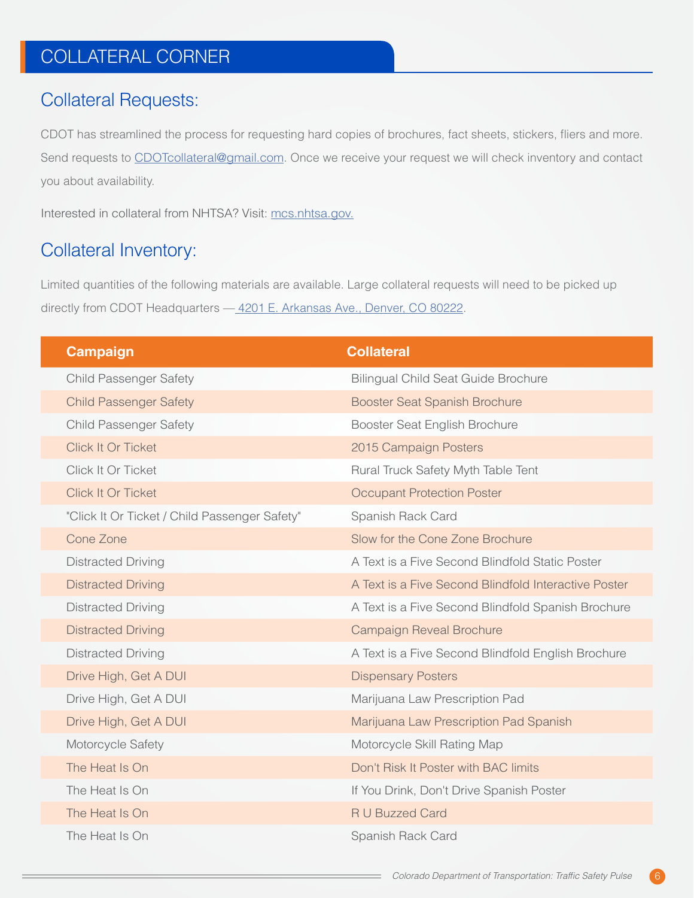# COLLATERAL CORNER

## Collateral Requests:

CDOT has streamlined the process for requesting hard copies of brochures, fact sheets, stickers, fliers and more. Send requests to [CDOTcollateral@gmail.com](mailto:CDOTcollateral@gmail.com). Once we receive your request we will check inventory and contact you about availability.

Interested in collateral from NHTSA? Visit: [mcs.nhtsa.gov.](http://mcs.nhtsa.gov)

## Collateral Inventory:

Limited quantities of the following materials are available. Large collateral requests will need to be picked up directly from CDOT Headquarters — 4201 E. Arkansas Ave., Denver, CO 80222.

| Campaign | Collateral |
|---|---|
| Child Passenger Safety | Bilingual Child Seat Guide Brochure |
| Child Passenger Safety | Booster Seat Spanish Brochure |
| Child Passenger Safety | Booster Seat English Brochure |
| Click It Or Ticket | 2015 Campaign Posters |
| Click It Or Ticket | Rural Truck Safety Myth Table Tent |
| Click It Or Ticket | Occupant Protection Poster |
| "Click It Or Ticket / Child Passenger Safety" | Spanish Rack Card |
| Cone Zone | Slow for the Cone Zone Brochure |
| Distracted Driving | A Text is a Five Second Blindfold Static Poster |
| Distracted Driving | A Text is a Five Second Blindfold Interactive Poster |
| Distracted Driving | A Text is a Five Second Blindfold Spanish Brochure |
| Distracted Driving | Campaign Reveal Brochure |
| Distracted Driving | A Text is a Five Second Blindfold English Brochure |
| Drive High, Get A DUI | Dispensary Posters |
| Drive High, Get A DUI | Marijuana Law Prescription Pad |
| Drive High, Get A DUI | Marijuana Law Prescription Pad Spanish |
| Motorcycle Safety | Motorcycle Skill Rating Map |
| The Heat Is On | Don't Risk It Poster with BAC limits |
| The Heat Is On | If You Drink, Don't Drive Spanish Poster |
| The Heat Is On | R U Buzzed Card |
| The Heat Is On | Spanish Rack Card |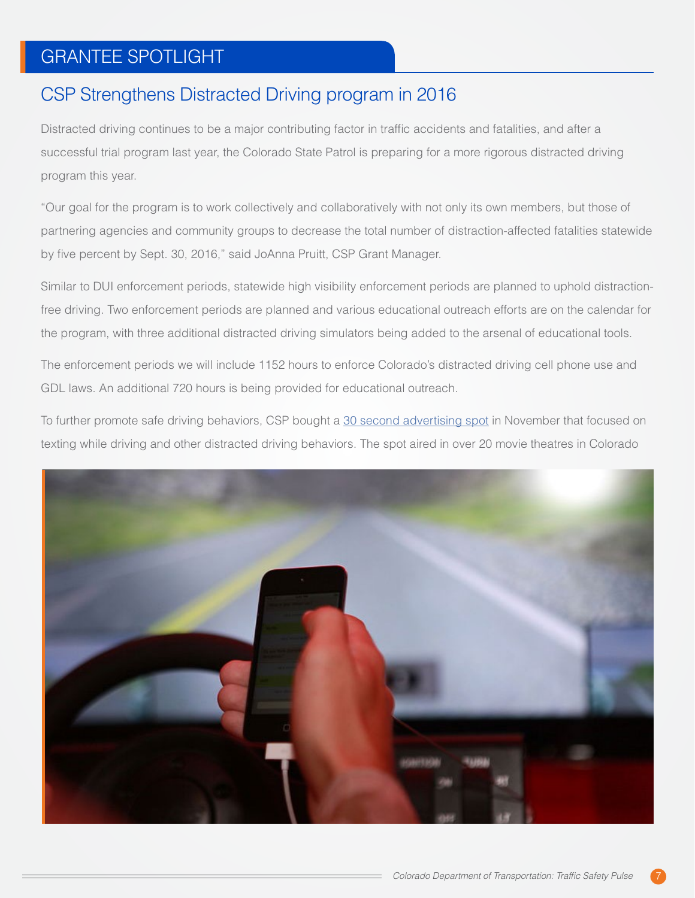## GRANTEE SPOTLIGHT

# CSP Strengthens Distracted Driving program in 2016

Distracted driving continues to be a major contributing factor in traffic accidents and fatalities, and after a successful trial program last year, the Colorado State Patrol is preparing for a more rigorous distracted driving program this year.

"Our goal for the program is to work collectively and collaboratively with not only its own members, but those of partnering agencies and community groups to decrease the total number of distraction-affected fatalities statewide by five percent by Sept. 30, 2016," said JoAnna Pruitt, CSP Grant Manager.

Similar to DUI enforcement periods, statewide high visibility enforcement periods are planned to uphold distraction-free driving. Two enforcement periods are planned and various educational outreach efforts are on the calendar for the program, with three additional distracted driving simulators being added to the arsenal of educational tools.

The enforcement periods we will include 1152 hours to enforce Colorado's distracted driving cell phone use and GDL laws. An additional 720 hours is being provided for educational outreach.

To further promote safe driving behaviors, CSP bought a 30 second advertising spot in November that focused on texting while driving and other distracted driving behaviors. The spot aired in over 20 movie theatres in Colorado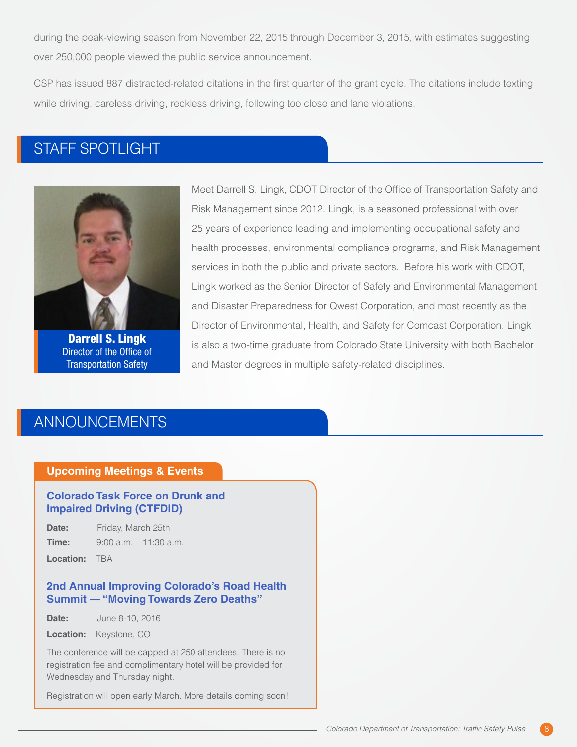during the peak-viewing season from November 22, 2015 through December 3, 2015, with estimates suggesting over 250,000 people viewed the public service announcement.

CSP has issued 887 distracted-related citations in the first quarter of the grant cycle. The citations include texting while driving, careless driving, reckless driving, following too close and lane violations.

## STAFF SPOTLIGHT

**Darrell S. Lingk**
Director of the Office of Transportation Safety

Meet Darrell S. Lingk, CDOT Director of the Office of Transportation Safety and Risk Management since 2012. Lingk, is a seasoned professional with over 25 years of experience leading and implementing occupational safety and health processes, environmental compliance programs, and Risk Management services in both the public and private sectors. Before his work with CDOT, Lingk worked as the Senior Director of Safety and Environmental Management and Disaster Preparedness for Qwest Corporation, and most recently as the Director of Environmental, Health, and Safety for Comcast Corporation. Lingk is also a two-time graduate from Colorado State University with both Bachelor and Master degrees in multiple safety-related disciplines.

## ANNOUNCEMENTS

### Upcoming Meetings & Events

#### Colorado Task Force on Drunk and Impaired Driving (CTFDID)

**Date:** Friday, March 25th

**Time:** 9:00 a.m. – 11:30 a.m.

**Location:** TBA

#### 2nd Annual Improving Colorado's Road Health Summit — "Moving Towards Zero Deaths"

**Date:** June 8-10, 2016

**Location:** Keystone, CO

The conference will be capped at 250 attendees. There is no registration fee and complimentary hotel will be provided for Wednesday and Thursday night.

Registration will open early March. More details coming soon!